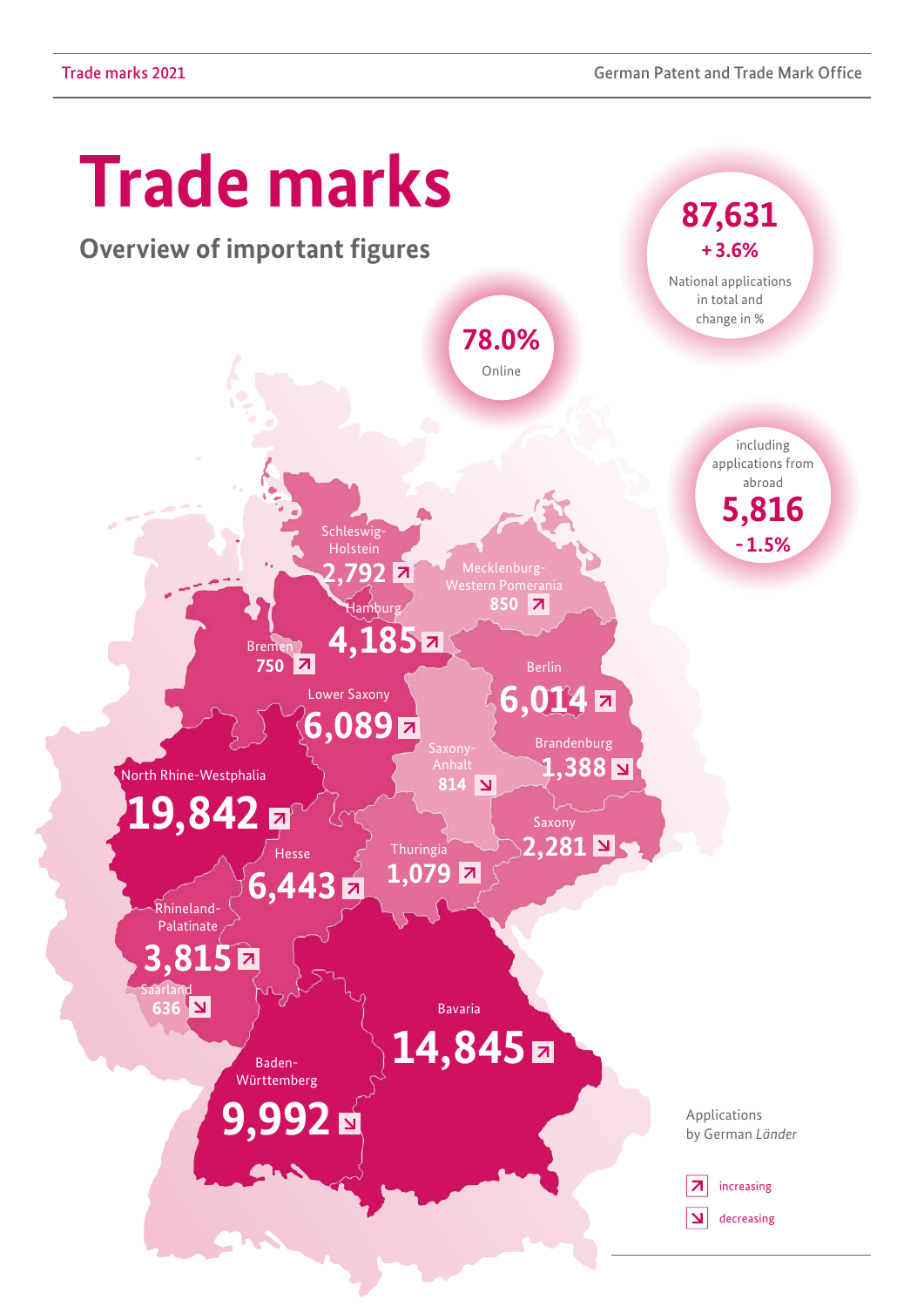# Trade marks

## Overview of important figures

**87,631**
**+ 3.6%**
National applications in total and change in %

**78.0%**
Online

including applications from abroad
**5,816**
**- 1.5%**

Applications by German *Länder*

| Land | Applications | Trend |
|---|---|---|
| Schleswig-Holstein | 2,792 | increasing |
| Mecklenburg-Western Pomerania | 850 | increasing |
| Hamburg | 4,185 | increasing |
| Bremen | 750 | increasing |
| Berlin | 6,014 | increasing |
| Lower Saxony | 6,089 | increasing |
| Saxony-Anhalt | 814 | decreasing |
| Brandenburg | 1,388 | decreasing |
| North Rhine-Westphalia | 19,842 | increasing |
| Saxony | 2,281 | decreasing |
| Hesse | 6,443 | increasing |
| Thuringia | 1,079 | increasing |
| Rhineland-Palatinate | 3,815 | increasing |
| Saarland | 636 | decreasing |
| Bavaria | 14,845 | increasing |
| Baden-Württemberg | 9,992 | decreasing |

↗ increasing
↘ decreasing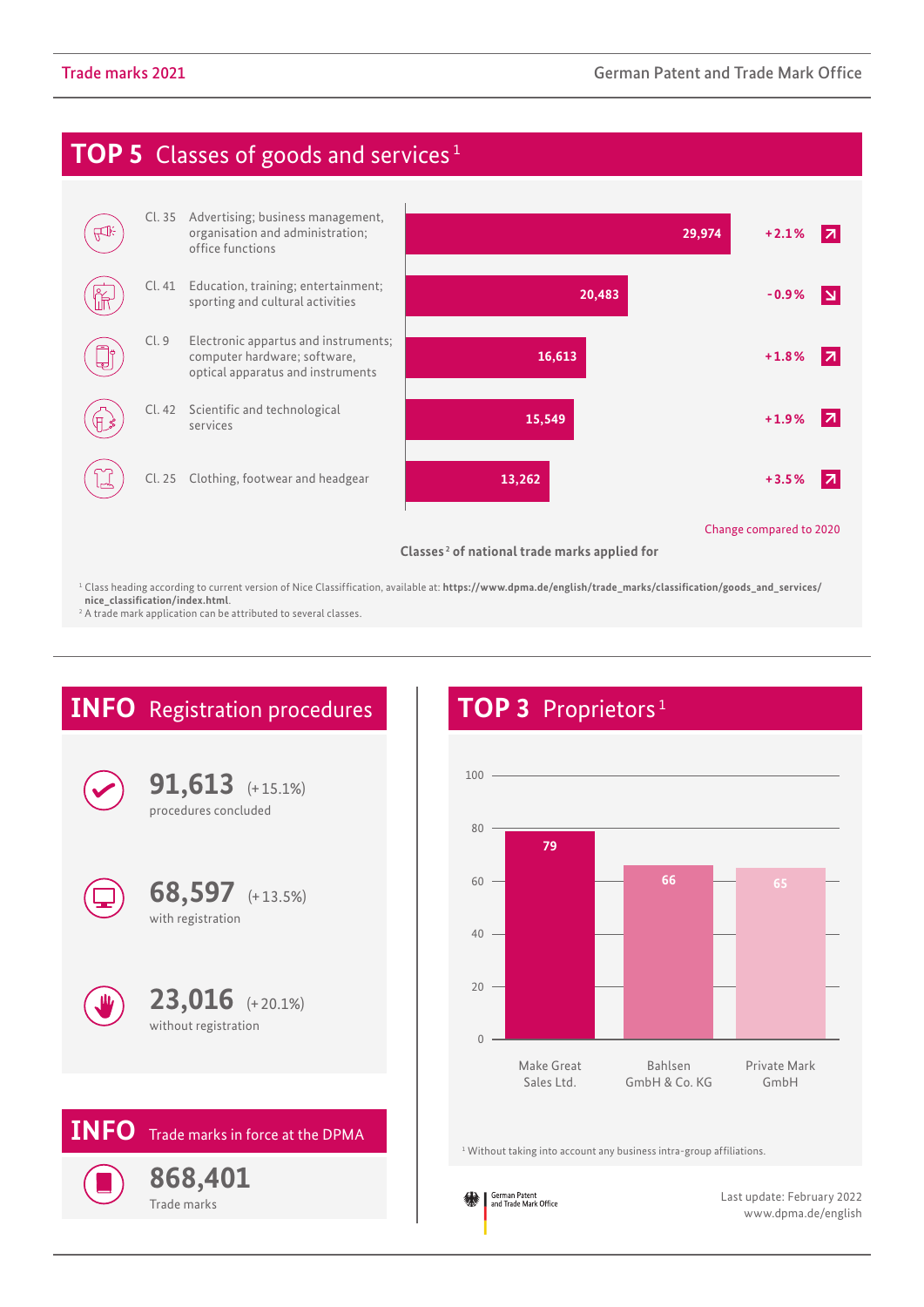## TOP 5 Classes of goods and services[1]

Cl. 35 Advertising; business management, organisation and administration; office functions
29,974
+2.1%

Cl. 41 Education, training; entertainment; sporting and cultural activities
20,483
-0.9%

Cl. 9 Electronic appartus and instruments; computer hardware; software, optical apparatus and instruments
16,613
+1.8%

Cl. 42 Scientific and technological services
15,549
+1.9%

Cl. 25 Clothing, footwear and headgear
13,262
+3.5%

Change compared to 2020

**Classes[2] of national trade marks applied for**

[1] Class heading according to current version of Nice Classiffication, available at: **https://www.dpma.de/english/trade_marks/classification/goods_and_services/nice_classification/index.html**.
[2] A trade mark application can be attributed to several classes.

## INFO Registration procedures

**91,613** (+15.1%)
procedures concluded

**68,597** (+13.5%)
with registration

**23,016** (+20.1%)
without registration

## INFO Trade marks in force at the DPMA

**868,401**
Trade marks

## TOP 3 Proprietors[1]

100
80
60
40
20
0

79
Make Great Sales Ltd.

66
Bahlsen GmbH & Co. KG

65
Private Mark GmbH

[1] Without taking into account any business intra-group affiliations.

German Patent and Trade Mark Office

Last update: February 2022
www.dpma.de/english